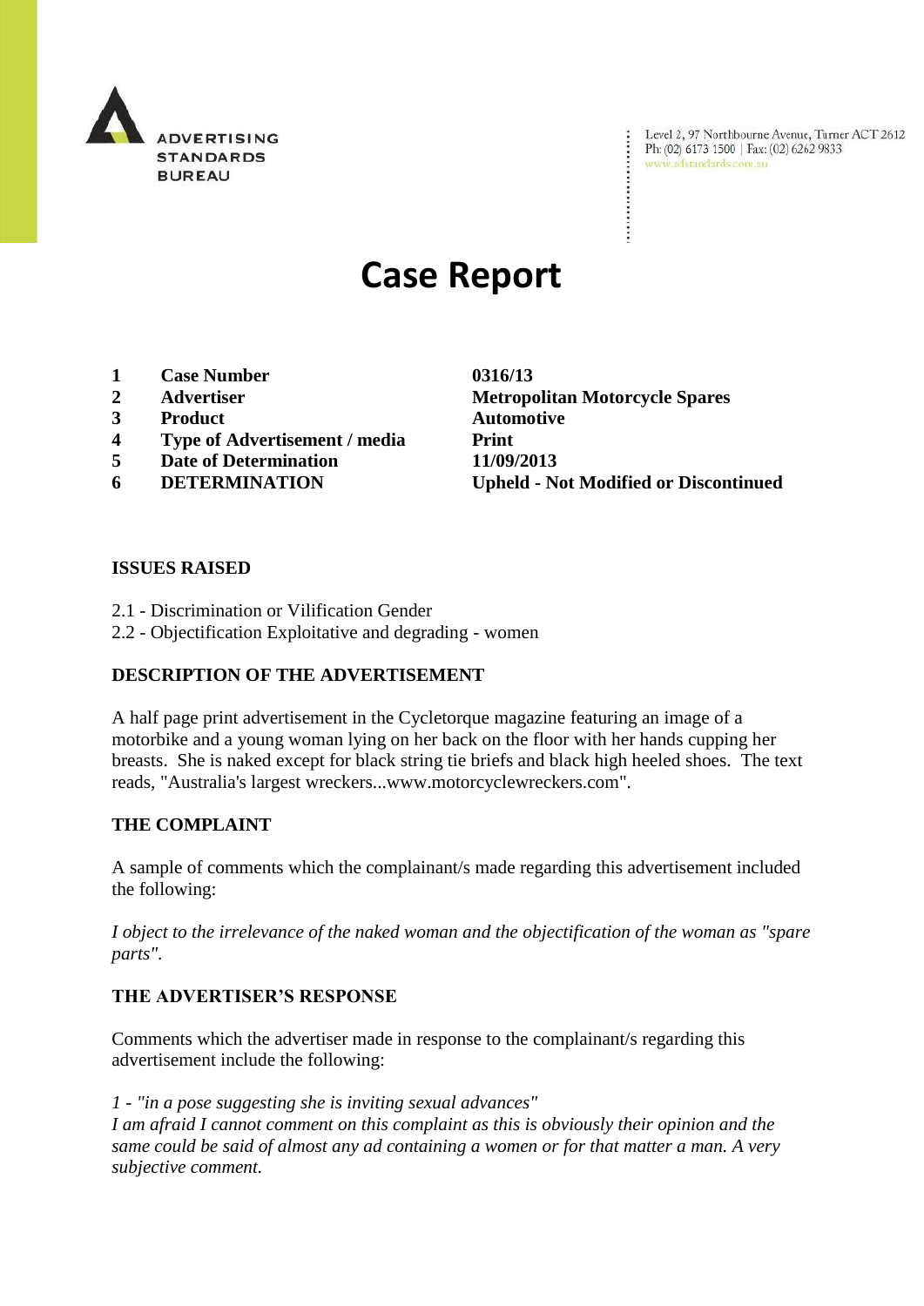ADVERTISING STANDARDS BUREAU

Level 2, 97 Northbourne Avenue, Turner ACT 2612
Ph: (02) 6173 1500 | Fax: (02) 6262 9833
www.adstandards.com.au

# Case Report

| | | |
|---|---|---|
| **1** | **Case Number** | **0316/13** |
| **2** | **Advertiser** | **Metropolitan Motorcycle Spares** |
| **3** | **Product** | **Automotive** |
| **4** | **Type of Advertisement / media** | **Print** |
| **5** | **Date of Determination** | **11/09/2013** |
| **6** | **DETERMINATION** | **Upheld - Not Modified or Discontinued** |

**ISSUES RAISED**

2.1 - Discrimination or Vilification Gender
2.2 - Objectification Exploitative and degrading - women

**DESCRIPTION OF THE ADVERTISEMENT**

A half page print advertisement in the Cycletorque magazine featuring an image of a motorbike and a young woman lying on her back on the floor with her hands cupping her breasts. She is naked except for black string tie briefs and black high heeled shoes. The text reads, "Australia's largest wreckers...www.motorcyclewreckers.com".

**THE COMPLAINT**

A sample of comments which the complainant/s made regarding this advertisement included the following:

*I object to the irrelevance of the naked woman and the objectification of the woman as "spare parts".*

**THE ADVERTISER'S RESPONSE**

Comments which the advertiser made in response to the complainant/s regarding this advertisement include the following:

*1 - "in a pose suggesting she is inviting sexual advances"*
*I am afraid I cannot comment on this complaint as this is obviously their opinion and the same could be said of almost any ad containing a women or for that matter a man. A very subjective comment.*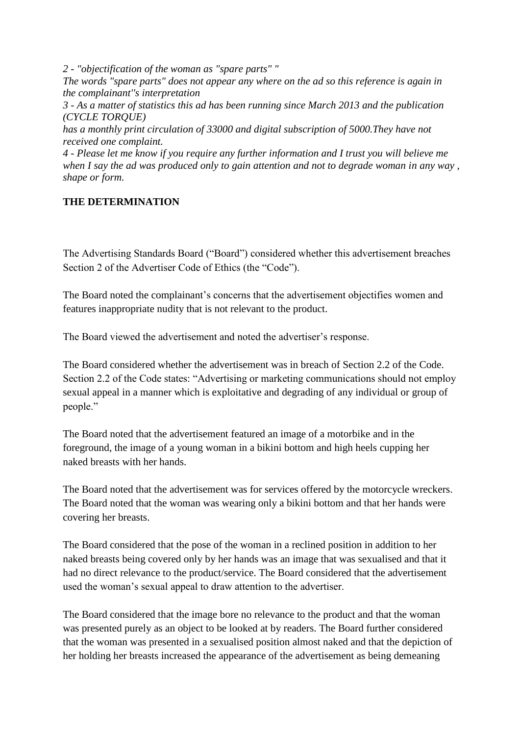*2 - "objectification of the woman as "spare parts" "*
*The words "spare parts" does not appear any where on the ad so this reference is again in the complainant''s interpretation*
*3 - As a matter of statistics this ad has been running since March 2013 and the publication (CYCLE TORQUE)*
*has a monthly print circulation of 33000 and digital subscription of 5000.They have not received one complaint.*
*4 - Please let me know if you require any further information and I trust you will believe me when I say the ad was produced only to gain attention and not to degrade woman in any way , shape or form.*

**THE DETERMINATION**

The Advertising Standards Board ("Board") considered whether this advertisement breaches Section 2 of the Advertiser Code of Ethics (the "Code").

The Board noted the complainant's concerns that the advertisement objectifies women and features inappropriate nudity that is not relevant to the product.

The Board viewed the advertisement and noted the advertiser's response.

The Board considered whether the advertisement was in breach of Section 2.2 of the Code. Section 2.2 of the Code states: "Advertising or marketing communications should not employ sexual appeal in a manner which is exploitative and degrading of any individual or group of people."

The Board noted that the advertisement featured an image of a motorbike and in the foreground, the image of a young woman in a bikini bottom and high heels cupping her naked breasts with her hands.

The Board noted that the advertisement was for services offered by the motorcycle wreckers. The Board noted that the woman was wearing only a bikini bottom and that her hands were covering her breasts.

The Board considered that the pose of the woman in a reclined position in addition to her naked breasts being covered only by her hands was an image that was sexualised and that it had no direct relevance to the product/service. The Board considered that the advertisement used the woman's sexual appeal to draw attention to the advertiser.

The Board considered that the image bore no relevance to the product and that the woman was presented purely as an object to be looked at by readers. The Board further considered that the woman was presented in a sexualised position almost naked and that the depiction of her holding her breasts increased the appearance of the advertisement as being demeaning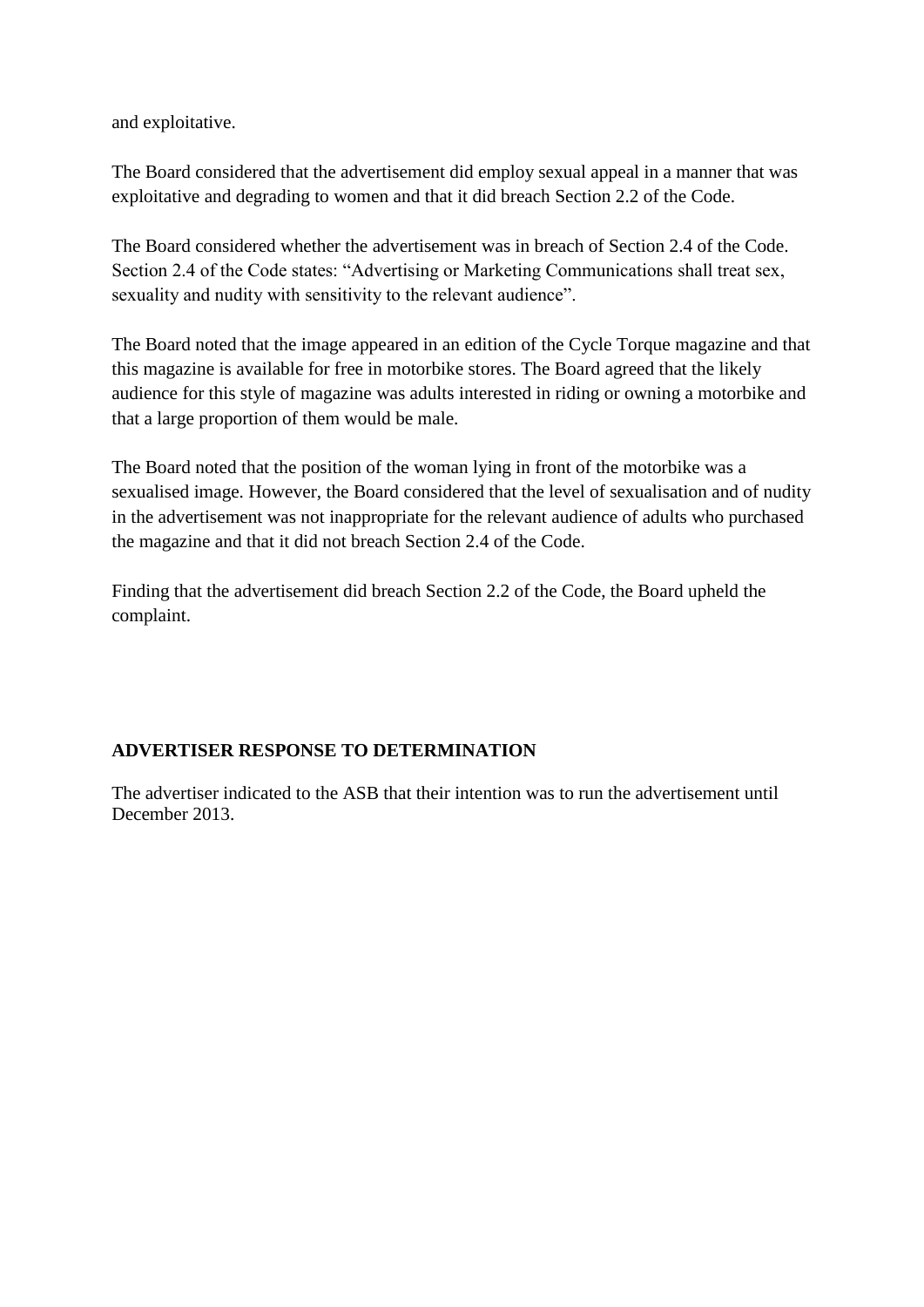and exploitative.

The Board considered that the advertisement did employ sexual appeal in a manner that was exploitative and degrading to women and that it did breach Section 2.2 of the Code.

The Board considered whether the advertisement was in breach of Section 2.4 of the Code. Section 2.4 of the Code states: "Advertising or Marketing Communications shall treat sex, sexuality and nudity with sensitivity to the relevant audience".

The Board noted that the image appeared in an edition of the Cycle Torque magazine and that this magazine is available for free in motorbike stores. The Board agreed that the likely audience for this style of magazine was adults interested in riding or owning a motorbike and that a large proportion of them would be male.

The Board noted that the position of the woman lying in front of the motorbike was a sexualised image. However, the Board considered that the level of sexualisation and of nudity in the advertisement was not inappropriate for the relevant audience of adults who purchased the magazine and that it did not breach Section 2.4 of the Code.

Finding that the advertisement did breach Section 2.2 of the Code, the Board upheld the complaint.

**ADVERTISER RESPONSE TO DETERMINATION**

The advertiser indicated to the ASB that their intention was to run the advertisement until December 2013.